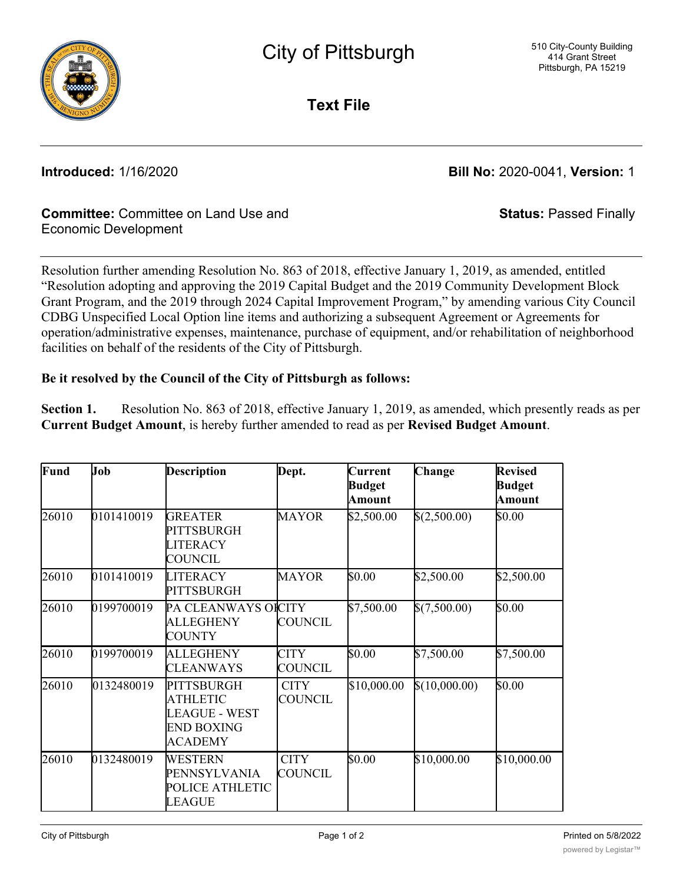# City of Pittsburgh

510 City-County Building
414 Grant Street
Pittsburgh, PA 15219

## Text File

**Introduced:** 1/16/2020

**Bill No:** 2020-0041, **Version:** 1

**Committee:** Committee on Land Use and Economic Development

**Status:** Passed Finally

Resolution further amending Resolution No. 863 of 2018, effective January 1, 2019, as amended, entitled "Resolution adopting and approving the 2019 Capital Budget and the 2019 Community Development Block Grant Program, and the 2019 through 2024 Capital Improvement Program," by amending various City Council CDBG Unspecified Local Option line items and authorizing a subsequent Agreement or Agreements for operation/administrative expenses, maintenance, purchase of equipment, and/or rehabilitation of neighborhood facilities on behalf of the residents of the City of Pittsburgh.

**Be it resolved by the Council of the City of Pittsburgh as follows:**

**Section 1.** Resolution No. 863 of 2018, effective January 1, 2019, as amended, which presently reads as per **Current Budget Amount**, is hereby further amended to read as per **Revised Budget Amount**.

| Fund | Job | Description | Dept. | Current Budget Amount | Change | Revised Budget Amount |
|---|---|---|---|---|---|---|
| 26010 | 0101410019 | GREATER PITTSBURGH LITERACY COUNCIL | MAYOR | $2,500.00 | $(2,500.00) | $0.00 |
| 26010 | 0101410019 | LITERACY PITTSBURGH | MAYOR | $0.00 | $2,500.00 | $2,500.00 |
| 26010 | 0199700019 | PA CLEANWAYS OF ALLEGHENY COUNTY | CITY COUNCIL | $7,500.00 | $(7,500.00) | $0.00 |
| 26010 | 0199700019 | ALLEGHENY CLEANWAYS | CITY COUNCIL | $0.00 | $7,500.00 | $7,500.00 |
| 26010 | 0132480019 | PITTSBURGH ATHLETIC LEAGUE - WEST END BOXING ACADEMY | CITY COUNCIL | $10,000.00 | $(10,000.00) | $0.00 |
| 26010 | 0132480019 | WESTERN PENNSYLVANIA POLICE ATHLETIC LEAGUE | CITY COUNCIL | $0.00 | $10,000.00 | $10,000.00 |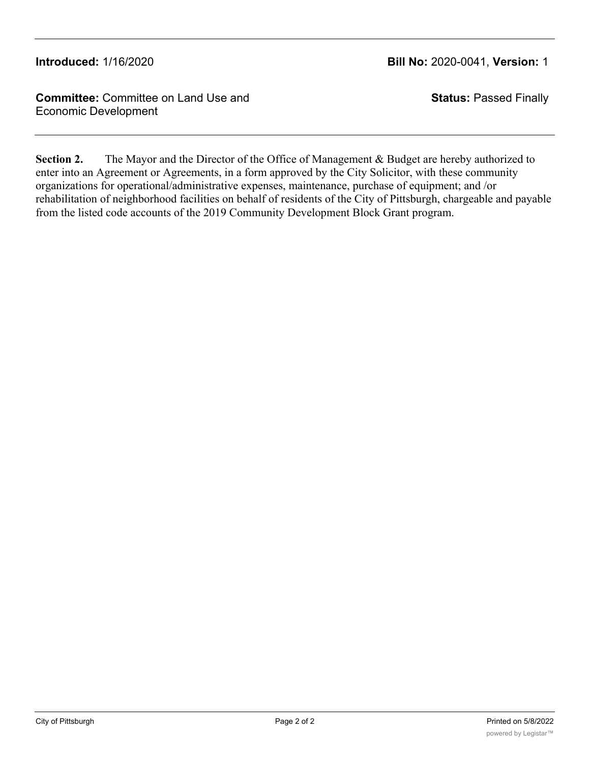**Introduced:** 1/16/2020 **Bill No:** 2020-0041, **Version:** 1

**Committee:** Committee on Land Use and Economic Development **Status:** Passed Finally

**Section 2.** The Mayor and the Director of the Office of Management & Budget are hereby authorized to enter into an Agreement or Agreements, in a form approved by the City Solicitor, with these community organizations for operational/administrative expenses, maintenance, purchase of equipment; and /or rehabilitation of neighborhood facilities on behalf of residents of the City of Pittsburgh, chargeable and payable from the listed code accounts of the 2019 Community Development Block Grant program.